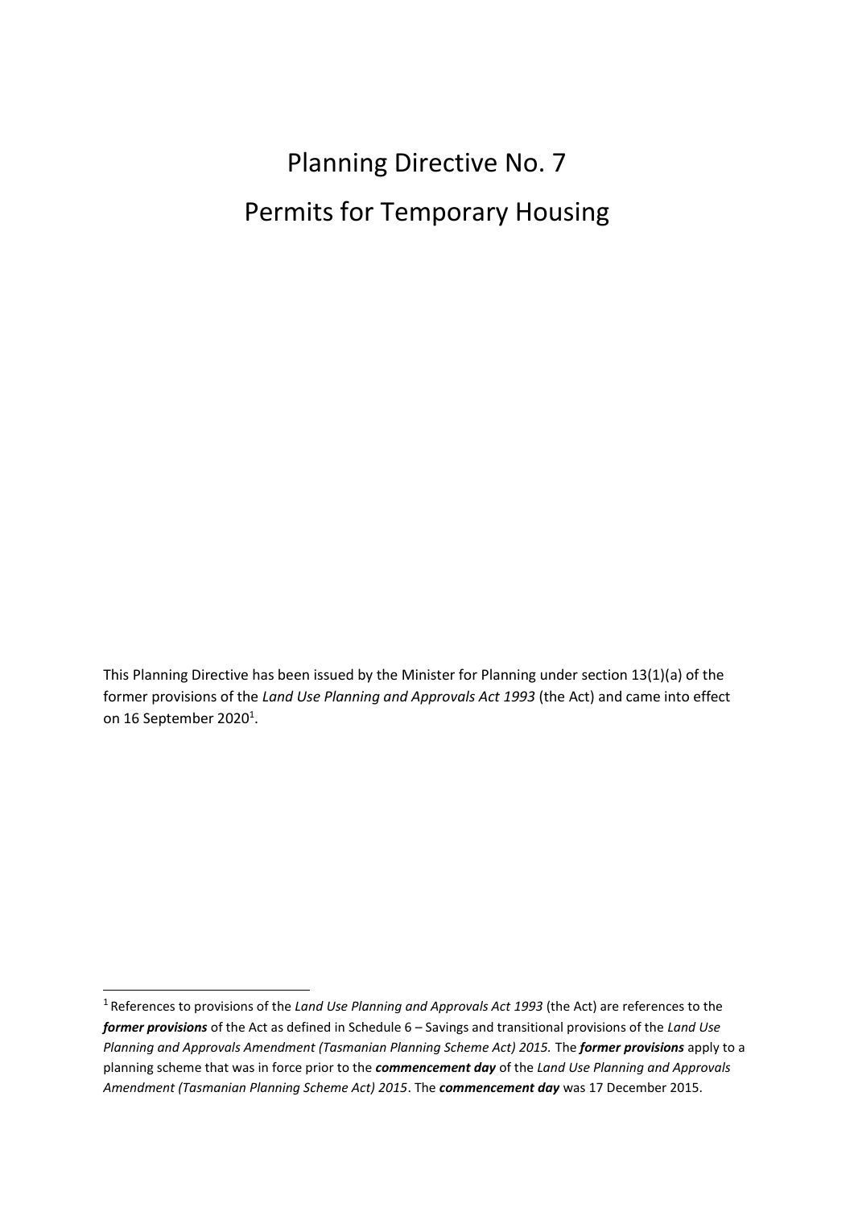# Planning Directive No. 7

# Permits for Temporary Housing

This Planning Directive has been issued by the Minister for Planning under section 13(1)(a) of the former provisions of the *Land Use Planning and Approvals Act 1993* (the Act) and came into effect on 16 September 2020[1].

[1] References to provisions of the *Land Use Planning and Approvals Act 1993* (the Act) are references to the ***former provisions*** of the Act as defined in Schedule 6 – Savings and transitional provisions of the *Land Use Planning and Approvals Amendment (Tasmanian Planning Scheme Act) 2015.* The ***former provisions*** apply to a planning scheme that was in force prior to the ***commencement day*** of the *Land Use Planning and Approvals Amendment (Tasmanian Planning Scheme Act) 2015*. The ***commencement day*** was 17 December 2015.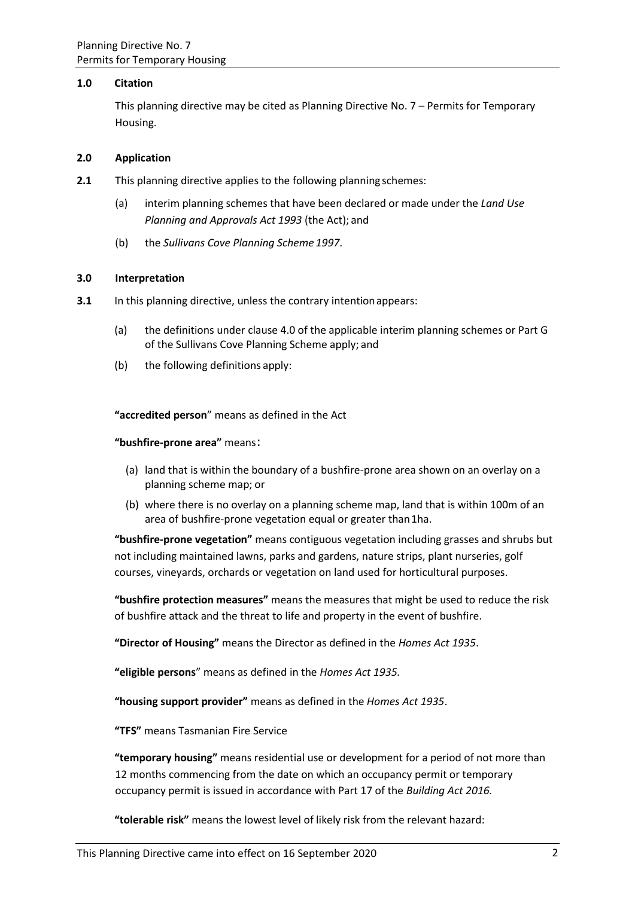## 1.0 Citation

This planning directive may be cited as Planning Directive No. 7 – Permits for Temporary Housing.

## 2.0 Application

**2.1** This planning directive applies to the following planning schemes:

(a) interim planning schemes that have been declared or made under the *Land Use Planning and Approvals Act 1993* (the Act); and

(b) the *Sullivans Cove Planning Scheme 1997*.

## 3.0 Interpretation

**3.1** In this planning directive, unless the contrary intention appears:

(a) the definitions under clause 4.0 of the applicable interim planning schemes or Part G of the Sullivans Cove Planning Scheme apply; and

(b) the following definitions apply:

**"accredited person"** means as defined in the Act

**"bushfire-prone area"** means:

(a) land that is within the boundary of a bushfire-prone area shown on an overlay on a planning scheme map; or

(b) where there is no overlay on a planning scheme map, land that is within 100m of an area of bushfire-prone vegetation equal or greater than 1ha.

**"bushfire-prone vegetation"** means contiguous vegetation including grasses and shrubs but not including maintained lawns, parks and gardens, nature strips, plant nurseries, golf courses, vineyards, orchards or vegetation on land used for horticultural purposes.

**"bushfire protection measures"** means the measures that might be used to reduce the risk of bushfire attack and the threat to life and property in the event of bushfire.

**"Director of Housing"** means the Director as defined in the *Homes Act 1935*.

**"eligible persons"** means as defined in the *Homes Act 1935.*

**"housing support provider"** means as defined in the *Homes Act 1935*.

**"TFS"** means Tasmanian Fire Service

**"temporary housing"** means residential use or development for a period of not more than 12 months commencing from the date on which an occupancy permit or temporary occupancy permit is issued in accordance with Part 17 of the *Building Act 2016.*

**"tolerable risk"** means the lowest level of likely risk from the relevant hazard:

This Planning Directive came into effect on 16 September 2020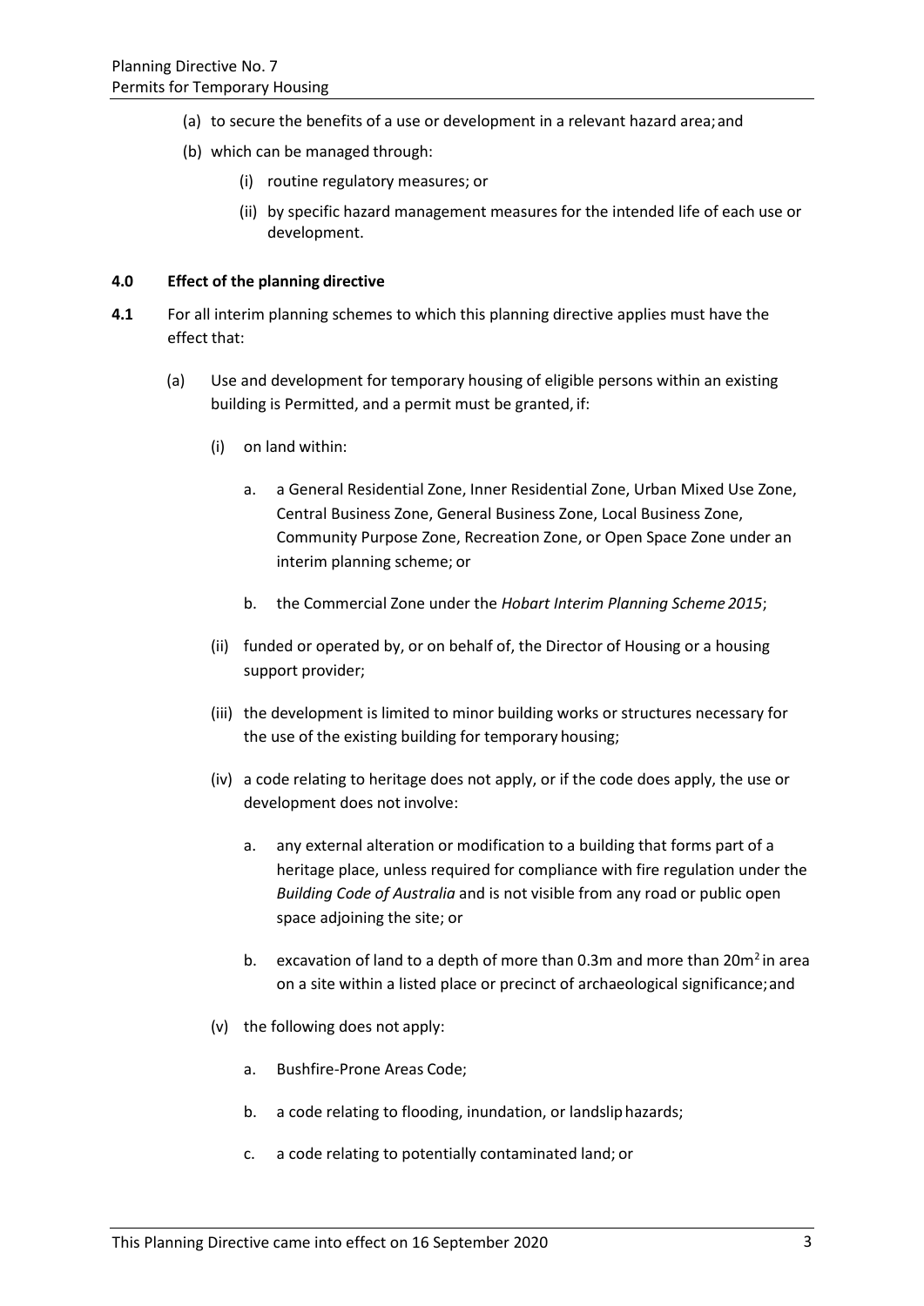(a) to secure the benefits of a use or development in a relevant hazard area; and

(b) which can be managed through:

(i) routine regulatory measures; or

(ii) by specific hazard management measures for the intended life of each use or development.

**4.0 Effect of the planning directive**

**4.1** For all interim planning schemes to which this planning directive applies must have the effect that:

(a) Use and development for temporary housing of eligible persons within an existing building is Permitted, and a permit must be granted, if:

(i) on land within:

a. a General Residential Zone, Inner Residential Zone, Urban Mixed Use Zone, Central Business Zone, General Business Zone, Local Business Zone, Community Purpose Zone, Recreation Zone, or Open Space Zone under an interim planning scheme; or

b. the Commercial Zone under the *Hobart Interim Planning Scheme 2015*;

(ii) funded or operated by, or on behalf of, the Director of Housing or a housing support provider;

(iii) the development is limited to minor building works or structures necessary for the use of the existing building for temporary housing;

(iv) a code relating to heritage does not apply, or if the code does apply, the use or development does not involve:

a. any external alteration or modification to a building that forms part of a heritage place, unless required for compliance with fire regulation under the *Building Code of Australia* and is not visible from any road or public open space adjoining the site; or

b. excavation of land to a depth of more than 0.3m and more than $20m^2$ in area on a site within a listed place or precinct of archaeological significance; and

(v) the following does not apply:

a. Bushfire-Prone Areas Code;

b. a code relating to flooding, inundation, or landslip hazards;

c. a code relating to potentially contaminated land; or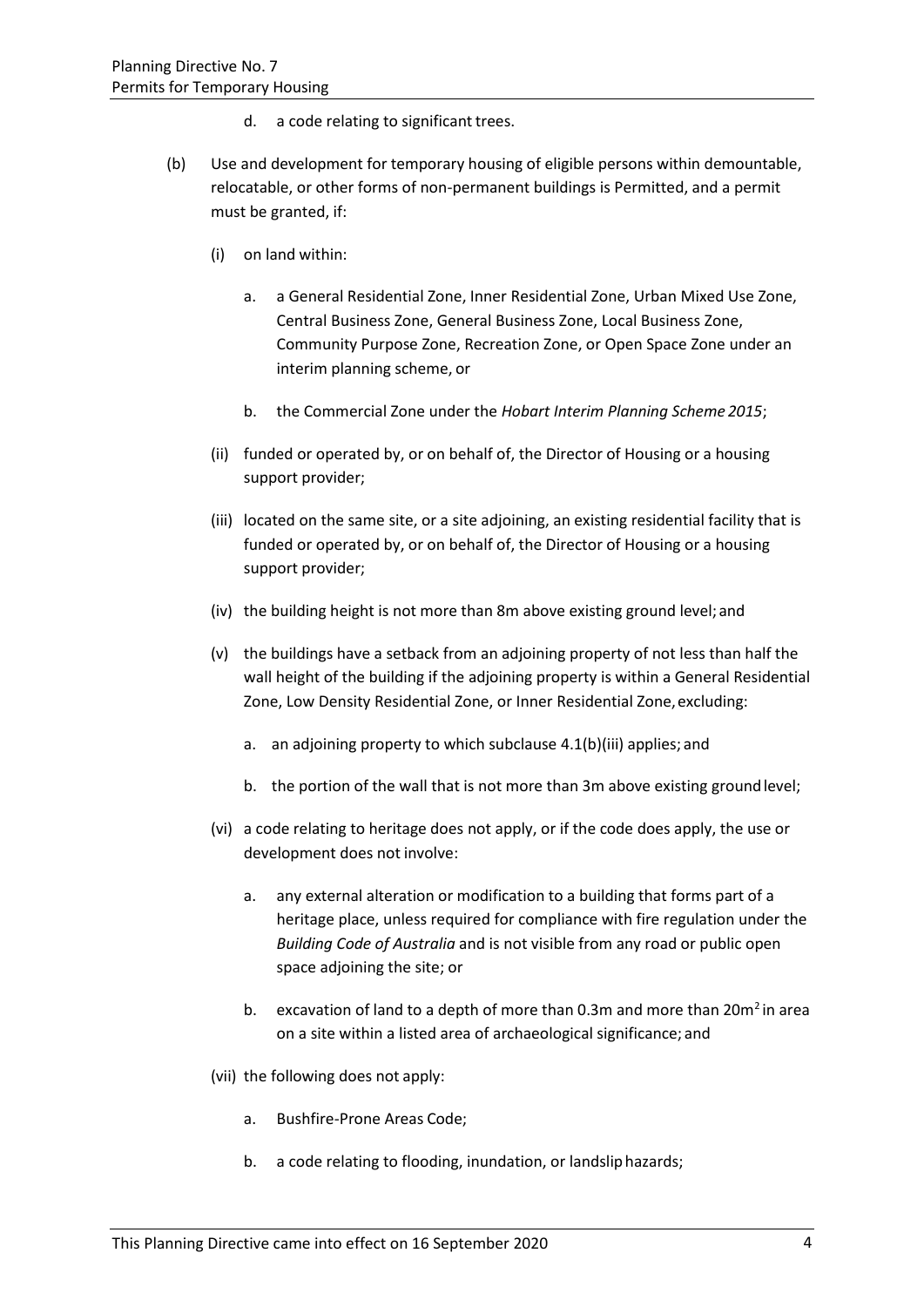d. a code relating to significant trees.

(b) Use and development for temporary housing of eligible persons within demountable, relocatable, or other forms of non-permanent buildings is Permitted, and a permit must be granted, if:

(i) on land within:

a. a General Residential Zone, Inner Residential Zone, Urban Mixed Use Zone, Central Business Zone, General Business Zone, Local Business Zone, Community Purpose Zone, Recreation Zone, or Open Space Zone under an interim planning scheme, or

b. the Commercial Zone under the *Hobart Interim Planning Scheme 2015*;

(ii) funded or operated by, or on behalf of, the Director of Housing or a housing support provider;

(iii) located on the same site, or a site adjoining, an existing residential facility that is funded or operated by, or on behalf of, the Director of Housing or a housing support provider;

(iv) the building height is not more than 8m above existing ground level; and

(v) the buildings have a setback from an adjoining property of not less than half the wall height of the building if the adjoining property is within a General Residential Zone, Low Density Residential Zone, or Inner Residential Zone, excluding:

a. an adjoining property to which subclause 4.1(b)(iii) applies; and

b. the portion of the wall that is not more than 3m above existing ground level;

(vi) a code relating to heritage does not apply, or if the code does apply, the use or development does not involve:

a. any external alteration or modification to a building that forms part of a heritage place, unless required for compliance with fire regulation under the *Building Code of Australia* and is not visible from any road or public open space adjoining the site; or

b. excavation of land to a depth of more than 0.3m and more than $20m^2$ in area on a site within a listed area of archaeological significance; and

(vii) the following does not apply:

a. Bushfire-Prone Areas Code;

b. a code relating to flooding, inundation, or landslip hazards;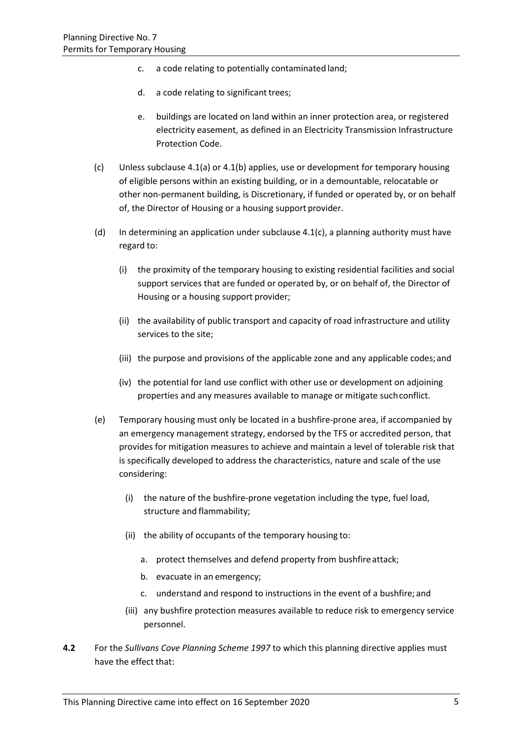c. a code relating to potentially contaminated land;

   d. a code relating to significant trees;

   e. buildings are located on land within an inner protection area, or registered electricity easement, as defined in an Electricity Transmission Infrastructure Protection Code.

(c) Unless subclause 4.1(a) or 4.1(b) applies, use or development for temporary housing of eligible persons within an existing building, or in a demountable, relocatable or other non-permanent building, is Discretionary, if funded or operated by, or on behalf of, the Director of Housing or a housing support provider.

(d) In determining an application under subclause 4.1(c), a planning authority must have regard to:

   (i) the proximity of the temporary housing to existing residential facilities and social support services that are funded or operated by, or on behalf of, the Director of Housing or a housing support provider;

   (ii) the availability of public transport and capacity of road infrastructure and utility services to the site;

   (iii) the purpose and provisions of the applicable zone and any applicable codes; and

   (iv) the potential for land use conflict with other use or development on adjoining properties and any measures available to manage or mitigate such conflict.

(e) Temporary housing must only be located in a bushfire-prone area, if accompanied by an emergency management strategy, endorsed by the TFS or accredited person, that provides for mitigation measures to achieve and maintain a level of tolerable risk that is specifically developed to address the characteristics, nature and scale of the use considering:

   (i) the nature of the bushfire-prone vegetation including the type, fuel load, structure and flammability;

   (ii) the ability of occupants of the temporary housing to:

      a. protect themselves and defend property from bushfire attack;

      b. evacuate in an emergency;

      c. understand and respond to instructions in the event of a bushfire; and

   (iii) any bushfire protection measures available to reduce risk to emergency service personnel.

**4.2** For the *Sullivans Cove Planning Scheme 1997* to which this planning directive applies must have the effect that: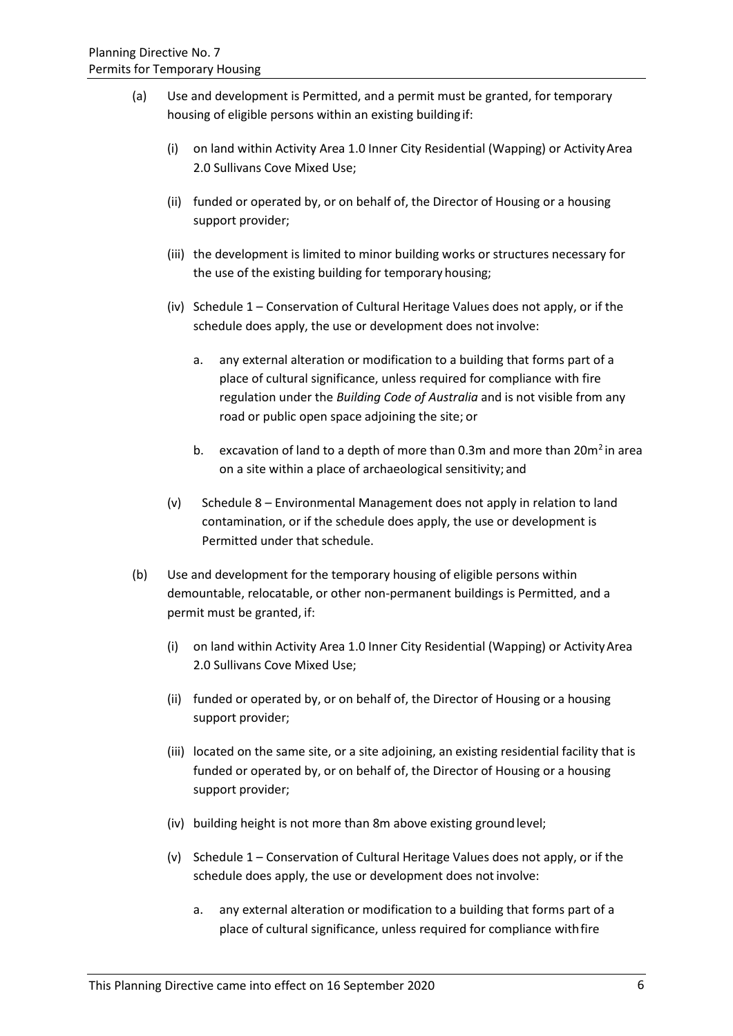(a) Use and development is Permitted, and a permit must be granted, for temporary housing of eligible persons within an existing building if:

   (i) on land within Activity Area 1.0 Inner City Residential (Wapping) or Activity Area 2.0 Sullivans Cove Mixed Use;

   (ii) funded or operated by, or on behalf of, the Director of Housing or a housing support provider;

   (iii) the development is limited to minor building works or structures necessary for the use of the existing building for temporary housing;

   (iv) Schedule 1 – Conservation of Cultural Heritage Values does not apply, or if the schedule does apply, the use or development does not involve:

      a. any external alteration or modification to a building that forms part of a place of cultural significance, unless required for compliance with fire regulation under the *Building Code of Australia* and is not visible from any road or public open space adjoining the site; or

      b. excavation of land to a depth of more than 0.3m and more than $20m^2$ in area on a site within a place of archaeological sensitivity; and

   (v) Schedule 8 – Environmental Management does not apply in relation to land contamination, or if the schedule does apply, the use or development is Permitted under that schedule.

(b) Use and development for the temporary housing of eligible persons within demountable, relocatable, or other non-permanent buildings is Permitted, and a permit must be granted, if:

   (i) on land within Activity Area 1.0 Inner City Residential (Wapping) or Activity Area 2.0 Sullivans Cove Mixed Use;

   (ii) funded or operated by, or on behalf of, the Director of Housing or a housing support provider;

   (iii) located on the same site, or a site adjoining, an existing residential facility that is funded or operated by, or on behalf of, the Director of Housing or a housing support provider;

   (iv) building height is not more than 8m above existing ground level;

   (v) Schedule 1 – Conservation of Cultural Heritage Values does not apply, or if the schedule does apply, the use or development does not involve:

      a. any external alteration or modification to a building that forms part of a place of cultural significance, unless required for compliance with fire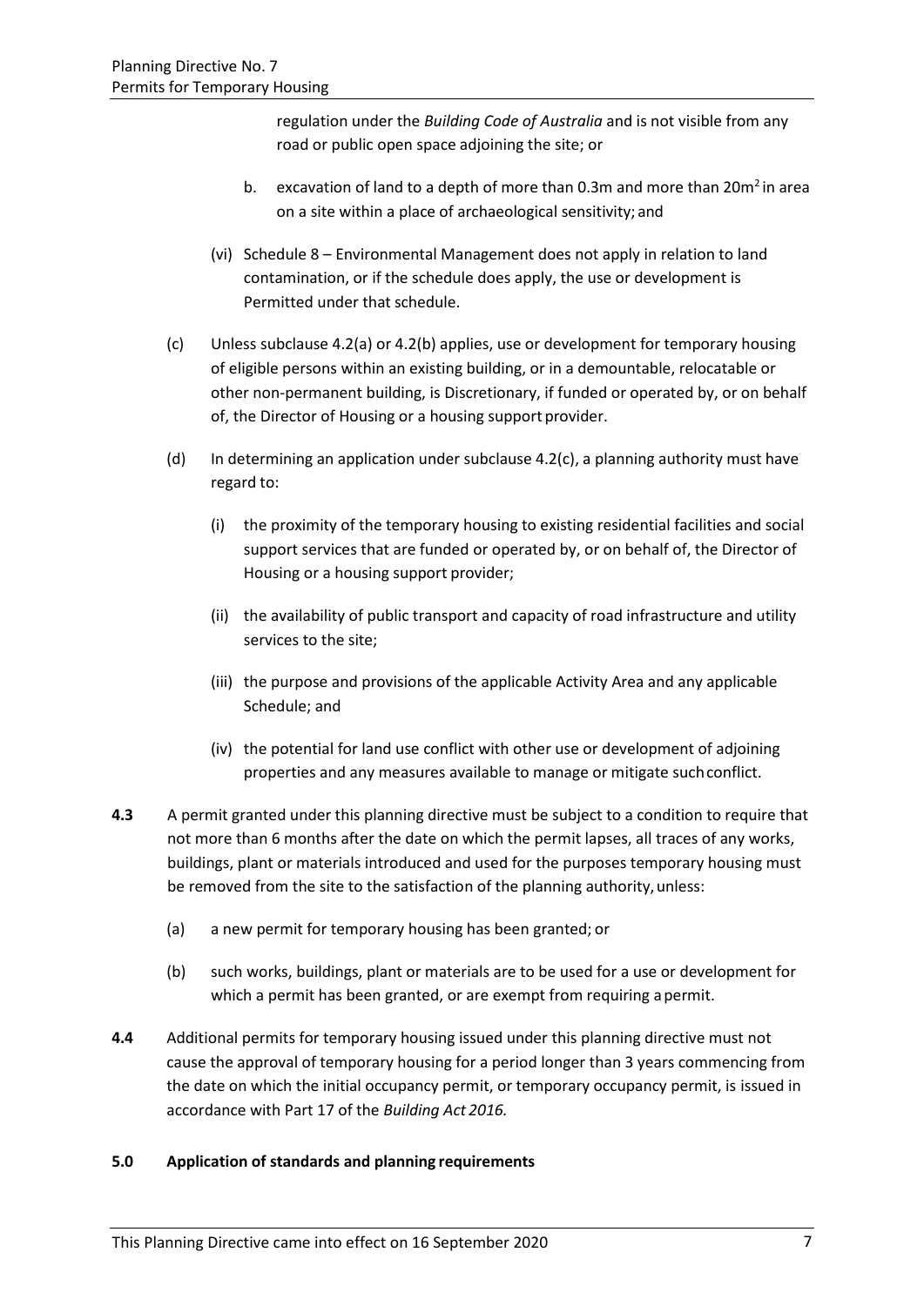regulation under the *Building Code of Australia* and is not visible from any road or public open space adjoining the site; or

b. excavation of land to a depth of more than 0.3m and more than 20m$^2$ in area on a site within a place of archaeological sensitivity; and

(vi) Schedule 8 – Environmental Management does not apply in relation to land contamination, or if the schedule does apply, the use or development is Permitted under that schedule.

(c) Unless subclause 4.2(a) or 4.2(b) applies, use or development for temporary housing of eligible persons within an existing building, or in a demountable, relocatable or other non-permanent building, is Discretionary, if funded or operated by, or on behalf of, the Director of Housing or a housing support provider.

(d) In determining an application under subclause 4.2(c), a planning authority must have regard to:

(i) the proximity of the temporary housing to existing residential facilities and social support services that are funded or operated by, or on behalf of, the Director of Housing or a housing support provider;

(ii) the availability of public transport and capacity of road infrastructure and utility services to the site;

(iii) the purpose and provisions of the applicable Activity Area and any applicable Schedule; and

(iv) the potential for land use conflict with other use or development of adjoining properties and any measures available to manage or mitigate such conflict.

**4.3** A permit granted under this planning directive must be subject to a condition to require that not more than 6 months after the date on which the permit lapses, all traces of any works, buildings, plant or materials introduced and used for the purposes temporary housing must be removed from the site to the satisfaction of the planning authority, unless:

(a) a new permit for temporary housing has been granted; or

(b) such works, buildings, plant or materials are to be used for a use or development for which a permit has been granted, or are exempt from requiring a permit.

**4.4** Additional permits for temporary housing issued under this planning directive must not cause the approval of temporary housing for a period longer than 3 years commencing from the date on which the initial occupancy permit, or temporary occupancy permit, is issued in accordance with Part 17 of the *Building Act 2016.*

## 5.0 Application of standards and planning requirements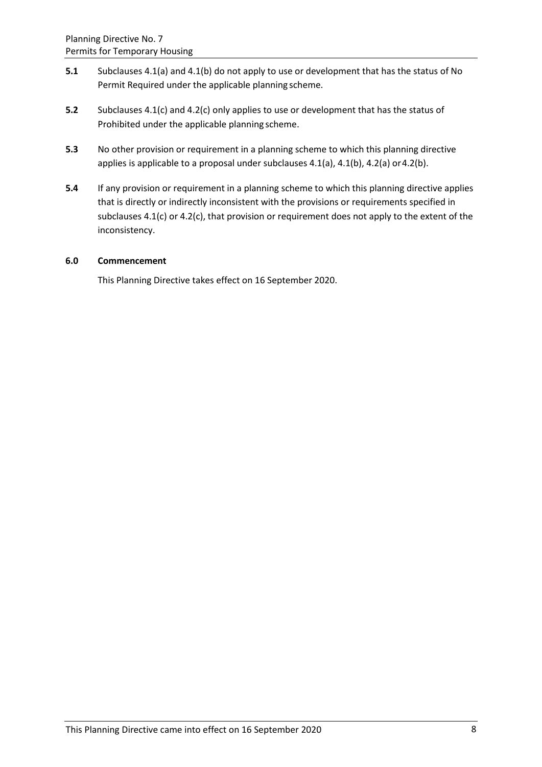**5.1** Subclauses 4.1(a) and 4.1(b) do not apply to use or development that has the status of No Permit Required under the applicable planning scheme.

**5.2** Subclauses 4.1(c) and 4.2(c) only applies to use or development that has the status of Prohibited under the applicable planning scheme.

**5.3** No other provision or requirement in a planning scheme to which this planning directive applies is applicable to a proposal under subclauses 4.1(a), 4.1(b), 4.2(a) or 4.2(b).

**5.4** If any provision or requirement in a planning scheme to which this planning directive applies that is directly or indirectly inconsistent with the provisions or requirements specified in subclauses 4.1(c) or 4.2(c), that provision or requirement does not apply to the extent of the inconsistency.

## 6.0 Commencement

This Planning Directive takes effect on 16 September 2020.